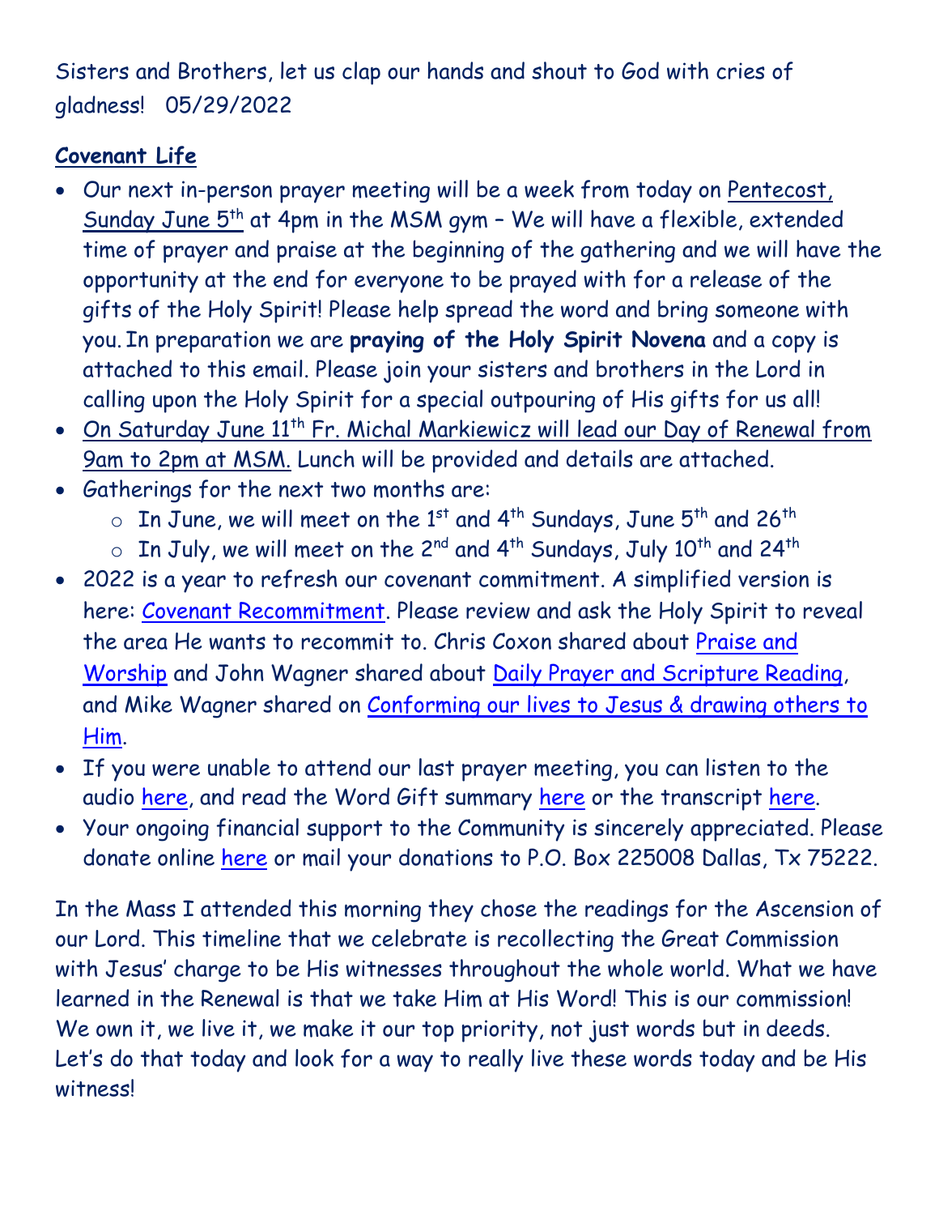Sisters and Brothers, let us clap our hands and shout to God with cries of gladness! 05/29/2022

**Covenant Life**

- Our next in-person prayer meeting will be a week from today on Pentecost, Sunday June 5th at 4pm in the MSM gym – We will have a flexible, extended time of prayer and praise at the beginning of the gathering and we will have the opportunity at the end for everyone to be prayed with for a release of the gifts of the Holy Spirit! Please help spread the word and bring someone with you. In preparation we are **praying of the Holy Spirit Novena** and a copy is attached to this email. Please join your sisters and brothers in the Lord in calling upon the Holy Spirit for a special outpouring of His gifts for us all!
- On Saturday June 11th Fr. Michal Markiewicz will lead our Day of Renewal from 9am to 2pm at MSM. Lunch will be provided and details are attached.
- Gatherings for the next two months are:
  - In June, we will meet on the 1st and 4th Sundays, June 5th and 26th
  - In July, we will meet on the 2nd and 4th Sundays, July 10th and 24th
- 2022 is a year to refresh our covenant commitment. A simplified version is here: Covenant Recommitment. Please review and ask the Holy Spirit to reveal the area He wants to recommit to. Chris Coxon shared about Praise and Worship and John Wagner shared about Daily Prayer and Scripture Reading, and Mike Wagner shared on Conforming our lives to Jesus & drawing others to Him.
- If you were unable to attend our last prayer meeting, you can listen to the audio here, and read the Word Gift summary here or the transcript here.
- Your ongoing financial support to the Community is sincerely appreciated. Please donate online here or mail your donations to P.O. Box 225008 Dallas, Tx 75222.

In the Mass I attended this morning they chose the readings for the Ascension of our Lord. This timeline that we celebrate is recollecting the Great Commission with Jesus' charge to be His witnesses throughout the whole world. What we have learned in the Renewal is that we take Him at His Word! This is our commission! We own it, we live it, we make it our top priority, not just words but in deeds. Let's do that today and look for a way to really live these words today and be His witness!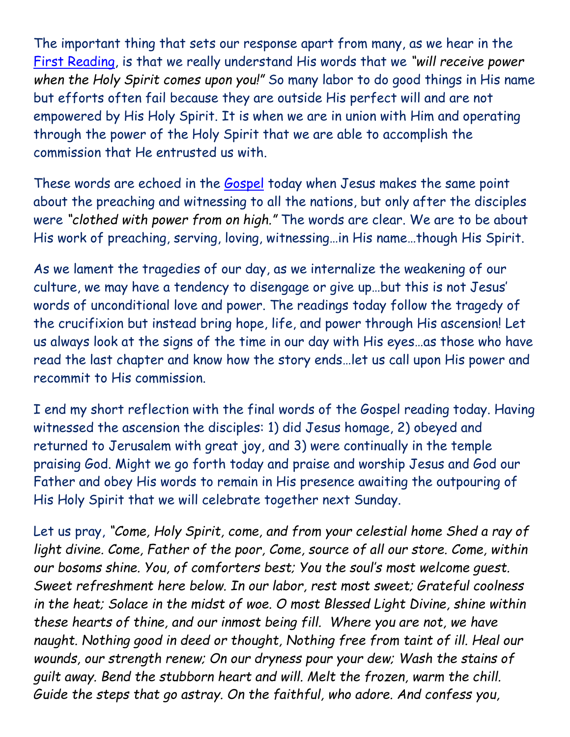The important thing that sets our response apart from many, as we hear in the [First Reading](), is that we really understand His words that we *"will receive power when the Holy Spirit comes upon you!"* So many labor to do good things in His name but efforts often fail because they are outside His perfect will and are not empowered by His Holy Spirit. It is when we are in union with Him and operating through the power of the Holy Spirit that we are able to accomplish the commission that He entrusted us with.

These words are echoed in the [Gospel]() today when Jesus makes the same point about the preaching and witnessing to all the nations, but only after the disciples were *"clothed with power from on high."* The words are clear. We are to be about His work of preaching, serving, loving, witnessing…in His name…though His Spirit.

As we lament the tragedies of our day, as we internalize the weakening of our culture, we may have a tendency to disengage or give up…but this is not Jesus' words of unconditional love and power. The readings today follow the tragedy of the crucifixion but instead bring hope, life, and power through His ascension! Let us always look at the signs of the time in our day with His eyes…as those who have read the last chapter and know how the story ends…let us call upon His power and recommit to His commission.

I end my short reflection with the final words of the Gospel reading today. Having witnessed the ascension the disciples: 1) did Jesus homage, 2) obeyed and returned to Jerusalem with great joy, and 3) were continually in the temple praising God. Might we go forth today and praise and worship Jesus and God our Father and obey His words to remain in His presence awaiting the outpouring of His Holy Spirit that we will celebrate together next Sunday.

Let us pray, *"Come, Holy Spirit, come, and from your celestial home Shed a ray of light divine. Come, Father of the poor, Come, source of all our store. Come, within our bosoms shine. You, of comforters best; You the soul's most welcome guest. Sweet refreshment here below. In our labor, rest most sweet; Grateful coolness in the heat; Solace in the midst of woe. O most Blessed Light Divine, shine within these hearts of thine, and our inmost being fill. Where you are not, we have naught. Nothing good in deed or thought, Nothing free from taint of ill. Heal our wounds, our strength renew; On our dryness pour your dew; Wash the stains of guilt away. Bend the stubborn heart and will. Melt the frozen, warm the chill. Guide the steps that go astray. On the faithful, who adore. And confess you,*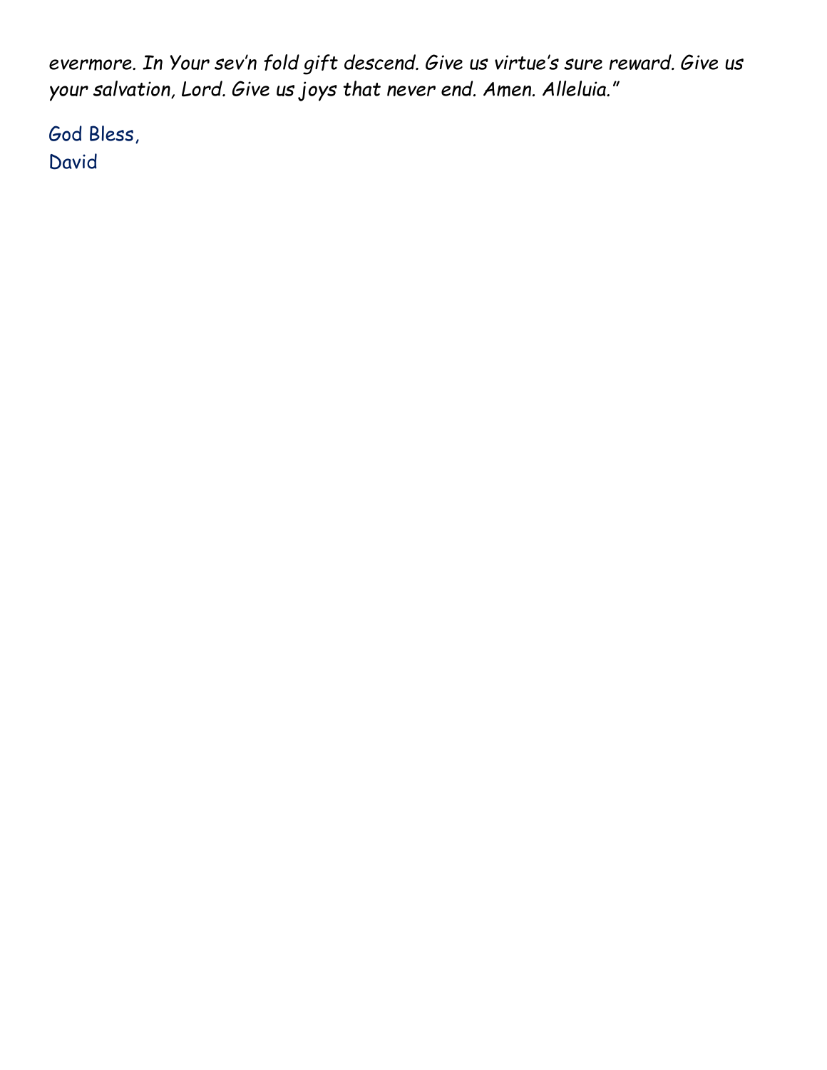*evermore. In Your sev'n fold gift descend. Give us virtue's sure reward. Give us your salvation, Lord. Give us joys that never end. Amen. Alleluia."*

God Bless,
David